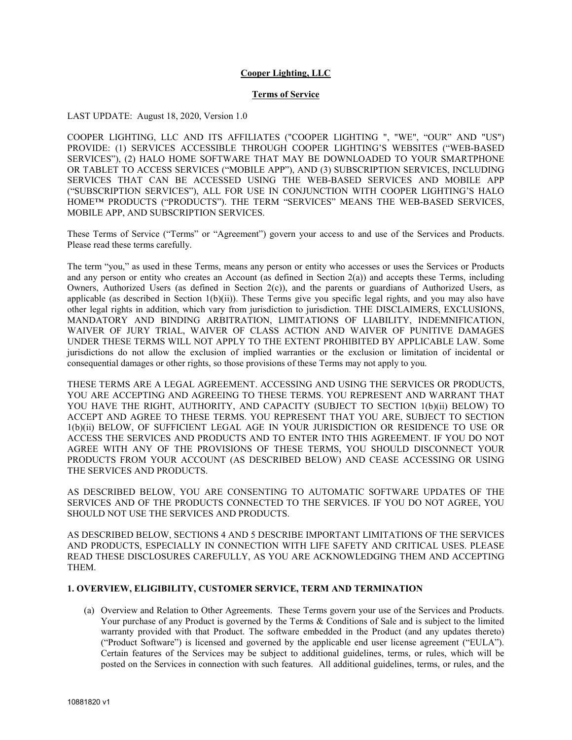**Cooper Lighting, LLC**

**Terms of Service**

LAST UPDATE: August 18, 2020, Version 1.0

COOPER LIGHTING, LLC AND ITS AFFILIATES ("COOPER LIGHTING ", "WE", "OUR" AND "US") PROVIDE: (1) SERVICES ACCESSIBLE THROUGH COOPER LIGHTING'S WEBSITES ("WEB-BASED SERVICES"), (2) HALO HOME SOFTWARE THAT MAY BE DOWNLOADED TO YOUR SMARTPHONE OR TABLET TO ACCESS SERVICES ("MOBILE APP"), AND (3) SUBSCRIPTION SERVICES, INCLUDING SERVICES THAT CAN BE ACCESSED USING THE WEB-BASED SERVICES AND MOBILE APP ("SUBSCRIPTION SERVICES"), ALL FOR USE IN CONJUNCTION WITH COOPER LIGHTING'S HALO HOME™ PRODUCTS ("PRODUCTS"). THE TERM "SERVICES" MEANS THE WEB-BASED SERVICES, MOBILE APP, AND SUBSCRIPTION SERVICES.

These Terms of Service ("Terms" or "Agreement") govern your access to and use of the Services and Products. Please read these terms carefully.

The term "you," as used in these Terms, means any person or entity who accesses or uses the Services or Products and any person or entity who creates an Account (as defined in Section 2(a)) and accepts these Terms, including Owners, Authorized Users (as defined in Section 2(c)), and the parents or guardians of Authorized Users, as applicable (as described in Section 1(b)(ii)). These Terms give you specific legal rights, and you may also have other legal rights in addition, which vary from jurisdiction to jurisdiction. THE DISCLAIMERS, EXCLUSIONS, MANDATORY AND BINDING ARBITRATION, LIMITATIONS OF LIABILITY, INDEMNIFICATION, WAIVER OF JURY TRIAL, WAIVER OF CLASS ACTION AND WAIVER OF PUNITIVE DAMAGES UNDER THESE TERMS WILL NOT APPLY TO THE EXTENT PROHIBITED BY APPLICABLE LAW. Some jurisdictions do not allow the exclusion of implied warranties or the exclusion or limitation of incidental or consequential damages or other rights, so those provisions of these Terms may not apply to you.

THESE TERMS ARE A LEGAL AGREEMENT. ACCESSING AND USING THE SERVICES OR PRODUCTS, YOU ARE ACCEPTING AND AGREEING TO THESE TERMS. YOU REPRESENT AND WARRANT THAT YOU HAVE THE RIGHT, AUTHORITY, AND CAPACITY (SUBJECT TO SECTION 1(b)(ii) BELOW) TO ACCEPT AND AGREE TO THESE TERMS. YOU REPRESENT THAT YOU ARE, SUBJECT TO SECTION 1(b)(ii) BELOW, OF SUFFICIENT LEGAL AGE IN YOUR JURISDICTION OR RESIDENCE TO USE OR ACCESS THE SERVICES AND PRODUCTS AND TO ENTER INTO THIS AGREEMENT. IF YOU DO NOT AGREE WITH ANY OF THE PROVISIONS OF THESE TERMS, YOU SHOULD DISCONNECT YOUR PRODUCTS FROM YOUR ACCOUNT (AS DESCRIBED BELOW) AND CEASE ACCESSING OR USING THE SERVICES AND PRODUCTS.

AS DESCRIBED BELOW, YOU ARE CONSENTING TO AUTOMATIC SOFTWARE UPDATES OF THE SERVICES AND OF THE PRODUCTS CONNECTED TO THE SERVICES. IF YOU DO NOT AGREE, YOU SHOULD NOT USE THE SERVICES AND PRODUCTS.

AS DESCRIBED BELOW, SECTIONS 4 AND 5 DESCRIBE IMPORTANT LIMITATIONS OF THE SERVICES AND PRODUCTS, ESPECIALLY IN CONNECTION WITH LIFE SAFETY AND CRITICAL USES. PLEASE READ THESE DISCLOSURES CAREFULLY, AS YOU ARE ACKNOWLEDGING THEM AND ACCEPTING THEM.

## 1. OVERVIEW, ELIGIBILITY, CUSTOMER SERVICE, TERM AND TERMINATION

(a) Overview and Relation to Other Agreements. These Terms govern your use of the Services and Products. Your purchase of any Product is governed by the Terms & Conditions of Sale and is subject to the limited warranty provided with that Product. The software embedded in the Product (and any updates thereto) ("Product Software") is licensed and governed by the applicable end user license agreement ("EULA"). Certain features of the Services may be subject to additional guidelines, terms, or rules, which will be posted on the Services in connection with such features. All additional guidelines, terms, or rules, and the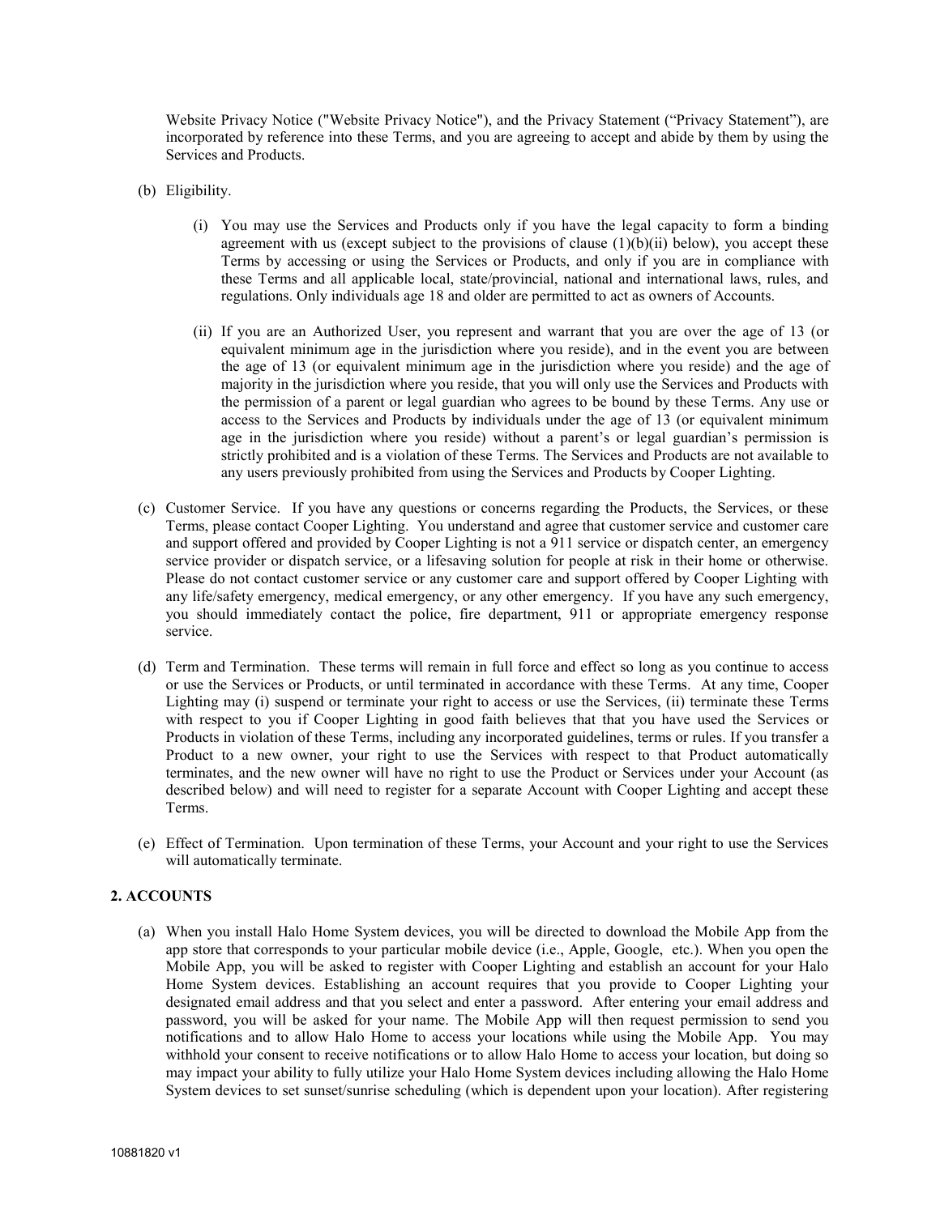Website Privacy Notice ("Website Privacy Notice"), and the Privacy Statement ("Privacy Statement"), are incorporated by reference into these Terms, and you are agreeing to accept and abide by them by using the Services and Products.

(b) Eligibility.

(i) You may use the Services and Products only if you have the legal capacity to form a binding agreement with us (except subject to the provisions of clause (1)(b)(ii) below), you accept these Terms by accessing or using the Services or Products, and only if you are in compliance with these Terms and all applicable local, state/provincial, national and international laws, rules, and regulations. Only individuals age 18 and older are permitted to act as owners of Accounts.

(ii) If you are an Authorized User, you represent and warrant that you are over the age of 13 (or equivalent minimum age in the jurisdiction where you reside), and in the event you are between the age of 13 (or equivalent minimum age in the jurisdiction where you reside) and the age of majority in the jurisdiction where you reside, that you will only use the Services and Products with the permission of a parent or legal guardian who agrees to be bound by these Terms. Any use or access to the Services and Products by individuals under the age of 13 (or equivalent minimum age in the jurisdiction where you reside) without a parent's or legal guardian's permission is strictly prohibited and is a violation of these Terms. The Services and Products are not available to any users previously prohibited from using the Services and Products by Cooper Lighting.

(c) Customer Service. If you have any questions or concerns regarding the Products, the Services, or these Terms, please contact Cooper Lighting. You understand and agree that customer service and customer care and support offered and provided by Cooper Lighting is not a 911 service or dispatch center, an emergency service provider or dispatch service, or a lifesaving solution for people at risk in their home or otherwise. Please do not contact customer service or any customer care and support offered by Cooper Lighting with any life/safety emergency, medical emergency, or any other emergency. If you have any such emergency, you should immediately contact the police, fire department, 911 or appropriate emergency response service.

(d) Term and Termination. These terms will remain in full force and effect so long as you continue to access or use the Services or Products, or until terminated in accordance with these Terms. At any time, Cooper Lighting may (i) suspend or terminate your right to access or use the Services, (ii) terminate these Terms with respect to you if Cooper Lighting in good faith believes that that you have used the Services or Products in violation of these Terms, including any incorporated guidelines, terms or rules. If you transfer a Product to a new owner, your right to use the Services with respect to that Product automatically terminates, and the new owner will have no right to use the Product or Services under your Account (as described below) and will need to register for a separate Account with Cooper Lighting and accept these Terms.

(e) Effect of Termination. Upon termination of these Terms, your Account and your right to use the Services will automatically terminate.

## 2. ACCOUNTS

(a) When you install Halo Home System devices, you will be directed to download the Mobile App from the app store that corresponds to your particular mobile device (i.e., Apple, Google, etc.). When you open the Mobile App, you will be asked to register with Cooper Lighting and establish an account for your Halo Home System devices. Establishing an account requires that you provide to Cooper Lighting your designated email address and that you select and enter a password. After entering your email address and password, you will be asked for your name. The Mobile App will then request permission to send you notifications and to allow Halo Home to access your locations while using the Mobile App. You may withhold your consent to receive notifications or to allow Halo Home to access your location, but doing so may impact your ability to fully utilize your Halo Home System devices including allowing the Halo Home System devices to set sunset/sunrise scheduling (which is dependent upon your location). After registering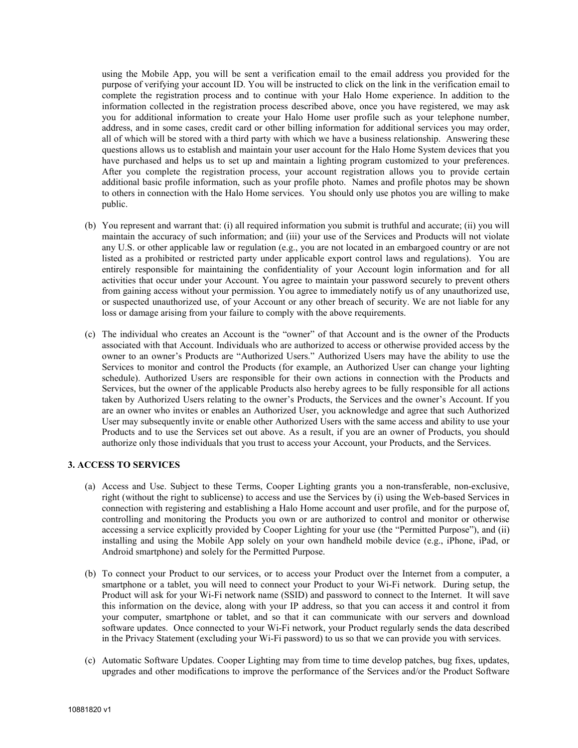using the Mobile App, you will be sent a verification email to the email address you provided for the purpose of verifying your account ID. You will be instructed to click on the link in the verification email to complete the registration process and to continue with your Halo Home experience. In addition to the information collected in the registration process described above, once you have registered, we may ask you for additional information to create your Halo Home user profile such as your telephone number, address, and in some cases, credit card or other billing information for additional services you may order, all of which will be stored with a third party with which we have a business relationship. Answering these questions allows us to establish and maintain your user account for the Halo Home System devices that you have purchased and helps us to set up and maintain a lighting program customized to your preferences. After you complete the registration process, your account registration allows you to provide certain additional basic profile information, such as your profile photo. Names and profile photos may be shown to others in connection with the Halo Home services. You should only use photos you are willing to make public.

(b) You represent and warrant that: (i) all required information you submit is truthful and accurate; (ii) you will maintain the accuracy of such information; and (iii) your use of the Services and Products will not violate any U.S. or other applicable law or regulation (e.g., you are not located in an embargoed country or are not listed as a prohibited or restricted party under applicable export control laws and regulations). You are entirely responsible for maintaining the confidentiality of your Account login information and for all activities that occur under your Account. You agree to maintain your password securely to prevent others from gaining access without your permission. You agree to immediately notify us of any unauthorized use, or suspected unauthorized use, of your Account or any other breach of security. We are not liable for any loss or damage arising from your failure to comply with the above requirements.

(c) The individual who creates an Account is the "owner" of that Account and is the owner of the Products associated with that Account. Individuals who are authorized to access or otherwise provided access by the owner to an owner's Products are "Authorized Users." Authorized Users may have the ability to use the Services to monitor and control the Products (for example, an Authorized User can change your lighting schedule). Authorized Users are responsible for their own actions in connection with the Products and Services, but the owner of the applicable Products also hereby agrees to be fully responsible for all actions taken by Authorized Users relating to the owner's Products, the Services and the owner's Account. If you are an owner who invites or enables an Authorized User, you acknowledge and agree that such Authorized User may subsequently invite or enable other Authorized Users with the same access and ability to use your Products and to use the Services set out above. As a result, if you are an owner of Products, you should authorize only those individuals that you trust to access your Account, your Products, and the Services.

**3. ACCESS TO SERVICES**

(a) Access and Use. Subject to these Terms, Cooper Lighting grants you a non-transferable, non-exclusive, right (without the right to sublicense) to access and use the Services by (i) using the Web-based Services in connection with registering and establishing a Halo Home account and user profile, and for the purpose of, controlling and monitoring the Products you own or are authorized to control and monitor or otherwise accessing a service explicitly provided by Cooper Lighting for your use (the "Permitted Purpose"), and (ii) installing and using the Mobile App solely on your own handheld mobile device (e.g., iPhone, iPad, or Android smartphone) and solely for the Permitted Purpose.

(b) To connect your Product to our services, or to access your Product over the Internet from a computer, a smartphone or a tablet, you will need to connect your Product to your Wi-Fi network. During setup, the Product will ask for your Wi-Fi network name (SSID) and password to connect to the Internet. It will save this information on the device, along with your IP address, so that you can access it and control it from your computer, smartphone or tablet, and so that it can communicate with our servers and download software updates. Once connected to your Wi-Fi network, your Product regularly sends the data described in the Privacy Statement (excluding your Wi-Fi password) to us so that we can provide you with services.

(c) Automatic Software Updates. Cooper Lighting may from time to time develop patches, bug fixes, updates, upgrades and other modifications to improve the performance of the Services and/or the Product Software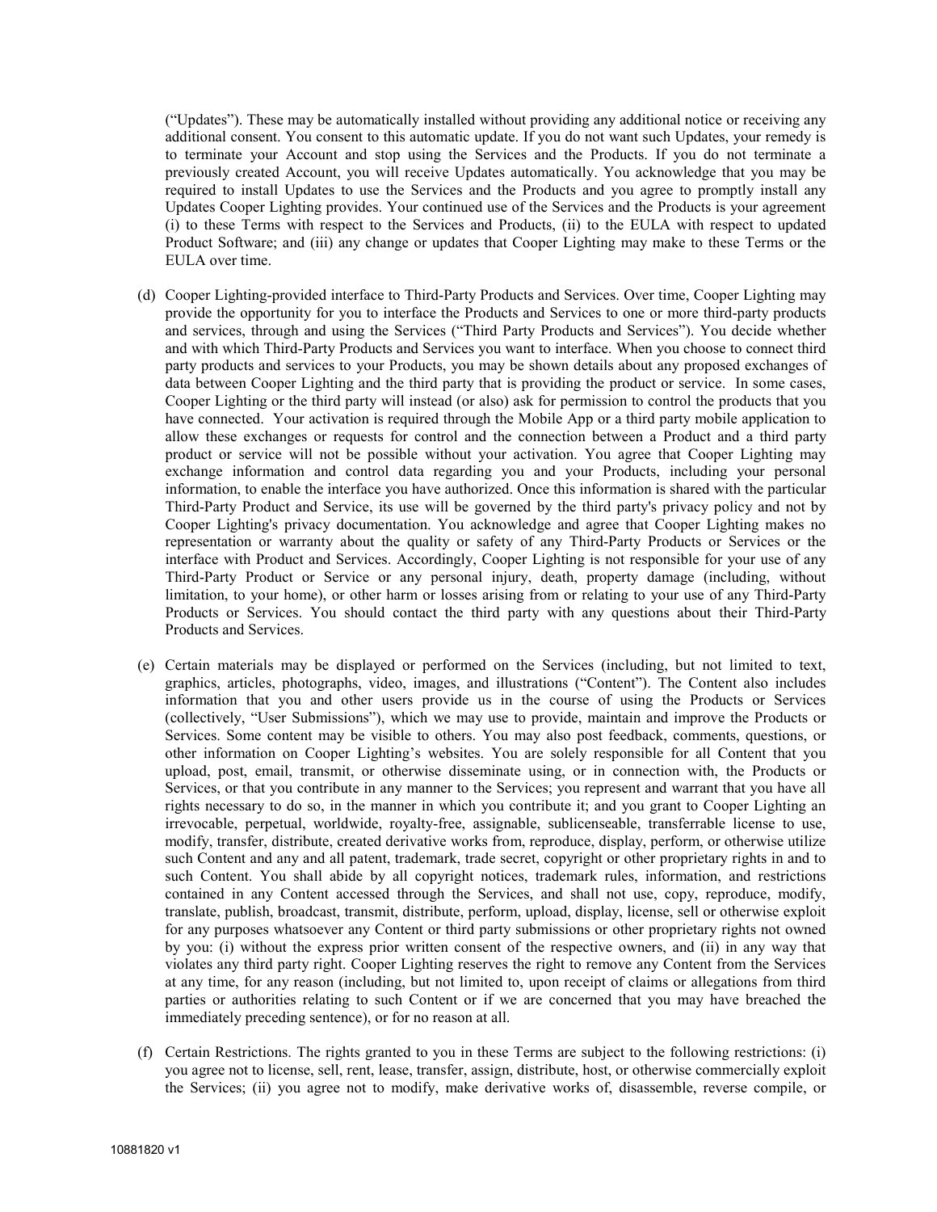(“Updates”). These may be automatically installed without providing any additional notice or receiving any additional consent. You consent to this automatic update. If you do not want such Updates, your remedy is to terminate your Account and stop using the Services and the Products. If you do not terminate a previously created Account, you will receive Updates automatically. You acknowledge that you may be required to install Updates to use the Services and the Products and you agree to promptly install any Updates Cooper Lighting provides. Your continued use of the Services and the Products is your agreement (i) to these Terms with respect to the Services and Products, (ii) to the EULA with respect to updated Product Software; and (iii) any change or updates that Cooper Lighting may make to these Terms or the EULA over time.

(d) Cooper Lighting-provided interface to Third-Party Products and Services. Over time, Cooper Lighting may provide the opportunity for you to interface the Products and Services to one or more third-party products and services, through and using the Services (“Third Party Products and Services”). You decide whether and with which Third-Party Products and Services you want to interface. When you choose to connect third party products and services to your Products, you may be shown details about any proposed exchanges of data between Cooper Lighting and the third party that is providing the product or service. In some cases, Cooper Lighting or the third party will instead (or also) ask for permission to control the products that you have connected. Your activation is required through the Mobile App or a third party mobile application to allow these exchanges or requests for control and the connection between a Product and a third party product or service will not be possible without your activation. You agree that Cooper Lighting may exchange information and control data regarding you and your Products, including your personal information, to enable the interface you have authorized. Once this information is shared with the particular Third-Party Product and Service, its use will be governed by the third party's privacy policy and not by Cooper Lighting's privacy documentation. You acknowledge and agree that Cooper Lighting makes no representation or warranty about the quality or safety of any Third-Party Products or Services or the interface with Product and Services. Accordingly, Cooper Lighting is not responsible for your use of any Third-Party Product or Service or any personal injury, death, property damage (including, without limitation, to your home), or other harm or losses arising from or relating to your use of any Third-Party Products or Services. You should contact the third party with any questions about their Third-Party Products and Services.

(e) Certain materials may be displayed or performed on the Services (including, but not limited to text, graphics, articles, photographs, video, images, and illustrations (“Content”). The Content also includes information that you and other users provide us in the course of using the Products or Services (collectively, “User Submissions”), which we may use to provide, maintain and improve the Products or Services. Some content may be visible to others. You may also post feedback, comments, questions, or other information on Cooper Lighting’s websites. You are solely responsible for all Content that you upload, post, email, transmit, or otherwise disseminate using, or in connection with, the Products or Services, or that you contribute in any manner to the Services; you represent and warrant that you have all rights necessary to do so, in the manner in which you contribute it; and you grant to Cooper Lighting an irrevocable, perpetual, worldwide, royalty-free, assignable, sublicenseable, transferrable license to use, modify, transfer, distribute, created derivative works from, reproduce, display, perform, or otherwise utilize such Content and any and all patent, trademark, trade secret, copyright or other proprietary rights in and to such Content. You shall abide by all copyright notices, trademark rules, information, and restrictions contained in any Content accessed through the Services, and shall not use, copy, reproduce, modify, translate, publish, broadcast, transmit, distribute, perform, upload, display, license, sell or otherwise exploit for any purposes whatsoever any Content or third party submissions or other proprietary rights not owned by you: (i) without the express prior written consent of the respective owners, and (ii) in any way that violates any third party right. Cooper Lighting reserves the right to remove any Content from the Services at any time, for any reason (including, but not limited to, upon receipt of claims or allegations from third parties or authorities relating to such Content or if we are concerned that you may have breached the immediately preceding sentence), or for no reason at all.

(f) Certain Restrictions. The rights granted to you in these Terms are subject to the following restrictions: (i) you agree not to license, sell, rent, lease, transfer, assign, distribute, host, or otherwise commercially exploit the Services; (ii) you agree not to modify, make derivative works of, disassemble, reverse compile, or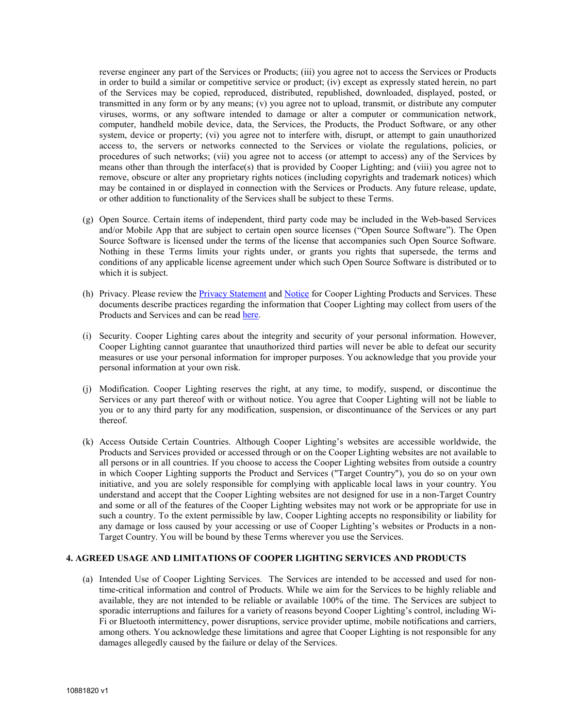reverse engineer any part of the Services or Products; (iii) you agree not to access the Services or Products in order to build a similar or competitive service or product; (iv) except as expressly stated herein, no part of the Services may be copied, reproduced, distributed, republished, downloaded, displayed, posted, or transmitted in any form or by any means; (v) you agree not to upload, transmit, or distribute any computer viruses, worms, or any software intended to damage or alter a computer or communication network, computer, handheld mobile device, data, the Services, the Products, the Product Software, or any other system, device or property; (vi) you agree not to interfere with, disrupt, or attempt to gain unauthorized access to, the servers or networks connected to the Services or violate the regulations, policies, or procedures of such networks; (vii) you agree not to access (or attempt to access) any of the Services by means other than through the interface(s) that is provided by Cooper Lighting; and (viii) you agree not to remove, obscure or alter any proprietary rights notices (including copyrights and trademark notices) which may be contained in or displayed in connection with the Services or Products. Any future release, update, or other addition to functionality of the Services shall be subject to these Terms.

(g) Open Source. Certain items of independent, third party code may be included in the Web-based Services and/or Mobile App that are subject to certain open source licenses ("Open Source Software"). The Open Source Software is licensed under the terms of the license that accompanies such Open Source Software. Nothing in these Terms limits your rights under, or grants you rights that supersede, the terms and conditions of any applicable license agreement under which such Open Source Software is distributed or to which it is subject.

(h) Privacy. Please review the Privacy Statement and Notice for Cooper Lighting Products and Services. These documents describe practices regarding the information that Cooper Lighting may collect from users of the Products and Services and can be read here.

(i) Security. Cooper Lighting cares about the integrity and security of your personal information. However, Cooper Lighting cannot guarantee that unauthorized third parties will never be able to defeat our security measures or use your personal information for improper purposes. You acknowledge that you provide your personal information at your own risk.

(j) Modification. Cooper Lighting reserves the right, at any time, to modify, suspend, or discontinue the Services or any part thereof with or without notice. You agree that Cooper Lighting will not be liable to you or to any third party for any modification, suspension, or discontinuance of the Services or any part thereof.

(k) Access Outside Certain Countries. Although Cooper Lighting's websites are accessible worldwide, the Products and Services provided or accessed through or on the Cooper Lighting websites are not available to all persons or in all countries. If you choose to access the Cooper Lighting websites from outside a country in which Cooper Lighting supports the Product and Services ("Target Country"), you do so on your own initiative, and you are solely responsible for complying with applicable local laws in your country. You understand and accept that the Cooper Lighting websites are not designed for use in a non-Target Country and some or all of the features of the Cooper Lighting websites may not work or be appropriate for use in such a country. To the extent permissible by law, Cooper Lighting accepts no responsibility or liability for any damage or loss caused by your accessing or use of Cooper Lighting's websites or Products in a non-Target Country. You will be bound by these Terms wherever you use the Services.

## 4. AGREED USAGE AND LIMITATIONS OF COOPER LIGHTING SERVICES AND PRODUCTS

(a) Intended Use of Cooper Lighting Services. The Services are intended to be accessed and used for non-time-critical information and control of Products. While we aim for the Services to be highly reliable and available, they are not intended to be reliable or available 100% of the time. The Services are subject to sporadic interruptions and failures for a variety of reasons beyond Cooper Lighting's control, including Wi-Fi or Bluetooth intermittency, power disruptions, service provider uptime, mobile notifications and carriers, among others. You acknowledge these limitations and agree that Cooper Lighting is not responsible for any damages allegedly caused by the failure or delay of the Services.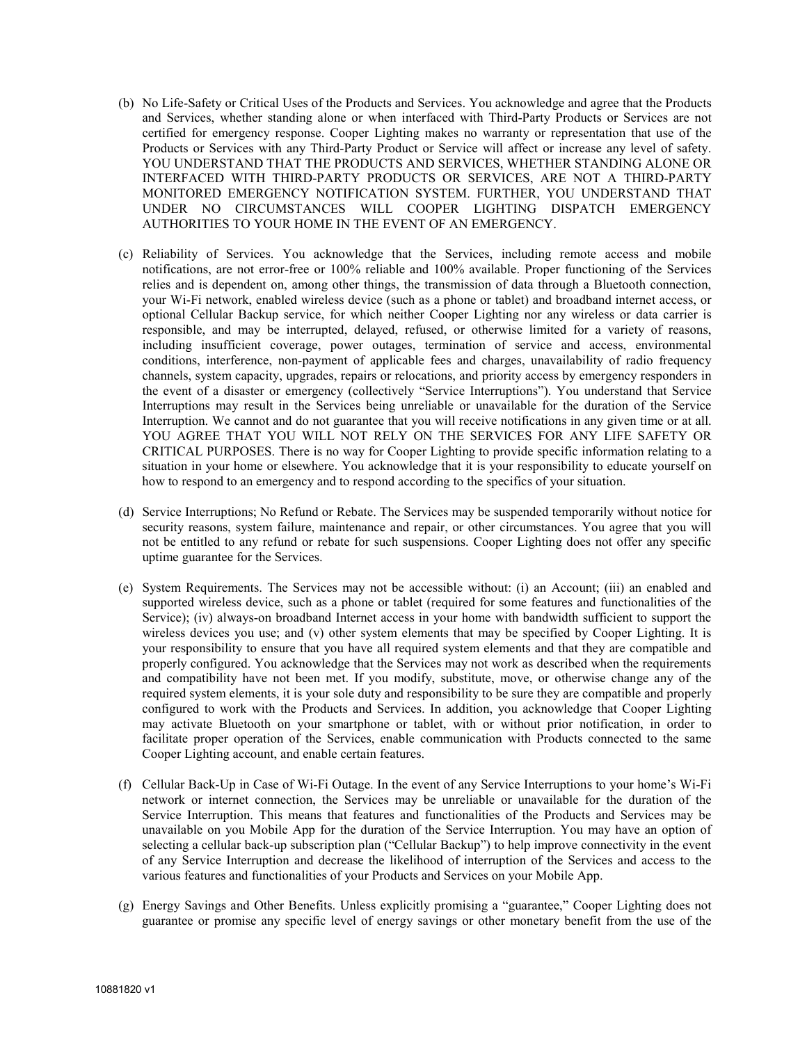(b) No Life-Safety or Critical Uses of the Products and Services. You acknowledge and agree that the Products and Services, whether standing alone or when interfaced with Third-Party Products or Services are not certified for emergency response. Cooper Lighting makes no warranty or representation that use of the Products or Services with any Third-Party Product or Service will affect or increase any level of safety. YOU UNDERSTAND THAT THE PRODUCTS AND SERVICES, WHETHER STANDING ALONE OR INTERFACED WITH THIRD-PARTY PRODUCTS OR SERVICES, ARE NOT A THIRD-PARTY MONITORED EMERGENCY NOTIFICATION SYSTEM. FURTHER, YOU UNDERSTAND THAT UNDER NO CIRCUMSTANCES WILL COOPER LIGHTING DISPATCH EMERGENCY AUTHORITIES TO YOUR HOME IN THE EVENT OF AN EMERGENCY.

(c) Reliability of Services. You acknowledge that the Services, including remote access and mobile notifications, are not error-free or 100% reliable and 100% available. Proper functioning of the Services relies and is dependent on, among other things, the transmission of data through a Bluetooth connection, your Wi-Fi network, enabled wireless device (such as a phone or tablet) and broadband internet access, or optional Cellular Backup service, for which neither Cooper Lighting nor any wireless or data carrier is responsible, and may be interrupted, delayed, refused, or otherwise limited for a variety of reasons, including insufficient coverage, power outages, termination of service and access, environmental conditions, interference, non-payment of applicable fees and charges, unavailability of radio frequency channels, system capacity, upgrades, repairs or relocations, and priority access by emergency responders in the event of a disaster or emergency (collectively "Service Interruptions"). You understand that Service Interruptions may result in the Services being unreliable or unavailable for the duration of the Service Interruption. We cannot and do not guarantee that you will receive notifications in any given time or at all. YOU AGREE THAT YOU WILL NOT RELY ON THE SERVICES FOR ANY LIFE SAFETY OR CRITICAL PURPOSES. There is no way for Cooper Lighting to provide specific information relating to a situation in your home or elsewhere. You acknowledge that it is your responsibility to educate yourself on how to respond to an emergency and to respond according to the specifics of your situation.

(d) Service Interruptions; No Refund or Rebate. The Services may be suspended temporarily without notice for security reasons, system failure, maintenance and repair, or other circumstances. You agree that you will not be entitled to any refund or rebate for such suspensions. Cooper Lighting does not offer any specific uptime guarantee for the Services.

(e) System Requirements. The Services may not be accessible without: (i) an Account; (iii) an enabled and supported wireless device, such as a phone or tablet (required for some features and functionalities of the Service); (iv) always-on broadband Internet access in your home with bandwidth sufficient to support the wireless devices you use; and (v) other system elements that may be specified by Cooper Lighting. It is your responsibility to ensure that you have all required system elements and that they are compatible and properly configured. You acknowledge that the Services may not work as described when the requirements and compatibility have not been met. If you modify, substitute, move, or otherwise change any of the required system elements, it is your sole duty and responsibility to be sure they are compatible and properly configured to work with the Products and Services. In addition, you acknowledge that Cooper Lighting may activate Bluetooth on your smartphone or tablet, with or without prior notification, in order to facilitate proper operation of the Services, enable communication with Products connected to the same Cooper Lighting account, and enable certain features.

(f) Cellular Back-Up in Case of Wi-Fi Outage. In the event of any Service Interruptions to your home's Wi-Fi network or internet connection, the Services may be unreliable or unavailable for the duration of the Service Interruption. This means that features and functionalities of the Products and Services may be unavailable on you Mobile App for the duration of the Service Interruption. You may have an option of selecting a cellular back-up subscription plan ("Cellular Backup") to help improve connectivity in the event of any Service Interruption and decrease the likelihood of interruption of the Services and access to the various features and functionalities of your Products and Services on your Mobile App.

(g) Energy Savings and Other Benefits. Unless explicitly promising a "guarantee," Cooper Lighting does not guarantee or promise any specific level of energy savings or other monetary benefit from the use of the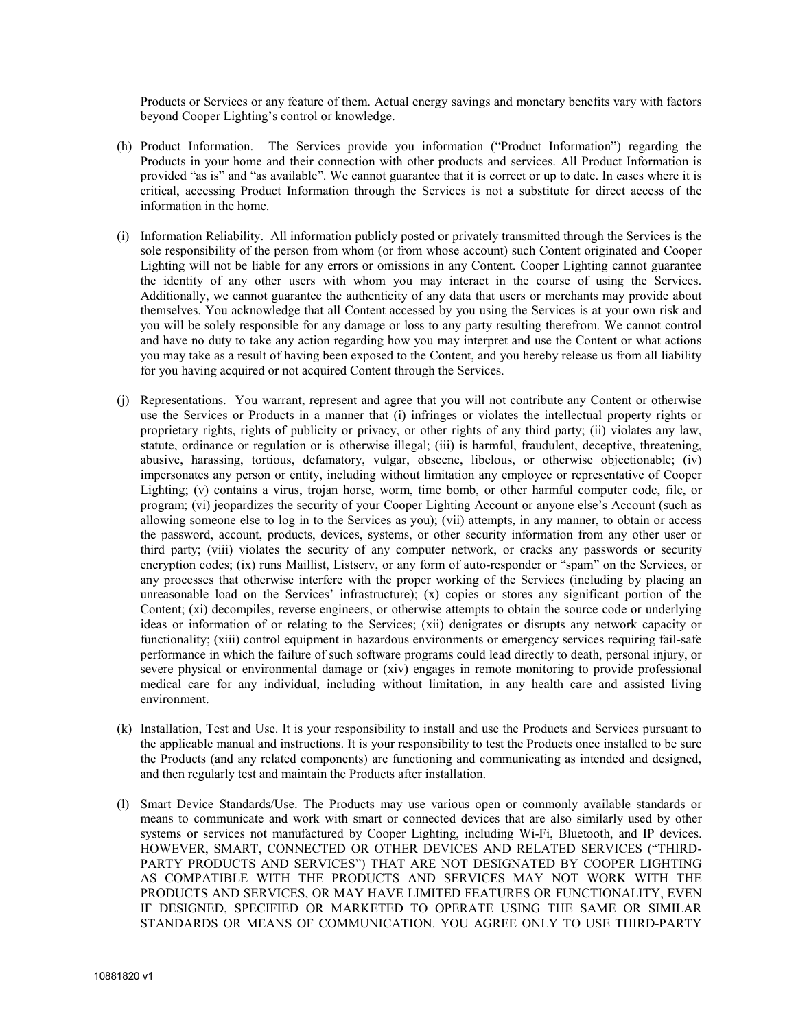Products or Services or any feature of them. Actual energy savings and monetary benefits vary with factors beyond Cooper Lighting's control or knowledge.

(h) Product Information. The Services provide you information ("Product Information") regarding the Products in your home and their connection with other products and services. All Product Information is provided "as is" and "as available". We cannot guarantee that it is correct or up to date. In cases where it is critical, accessing Product Information through the Services is not a substitute for direct access of the information in the home.

(i) Information Reliability. All information publicly posted or privately transmitted through the Services is the sole responsibility of the person from whom (or from whose account) such Content originated and Cooper Lighting will not be liable for any errors or omissions in any Content. Cooper Lighting cannot guarantee the identity of any other users with whom you may interact in the course of using the Services. Additionally, we cannot guarantee the authenticity of any data that users or merchants may provide about themselves. You acknowledge that all Content accessed by you using the Services is at your own risk and you will be solely responsible for any damage or loss to any party resulting therefrom. We cannot control and have no duty to take any action regarding how you may interpret and use the Content or what actions you may take as a result of having been exposed to the Content, and you hereby release us from all liability for you having acquired or not acquired Content through the Services.

(j) Representations. You warrant, represent and agree that you will not contribute any Content or otherwise use the Services or Products in a manner that (i) infringes or violates the intellectual property rights or proprietary rights, rights of publicity or privacy, or other rights of any third party; (ii) violates any law, statute, ordinance or regulation or is otherwise illegal; (iii) is harmful, fraudulent, deceptive, threatening, abusive, harassing, tortious, defamatory, vulgar, obscene, libelous, or otherwise objectionable; (iv) impersonates any person or entity, including without limitation any employee or representative of Cooper Lighting; (v) contains a virus, trojan horse, worm, time bomb, or other harmful computer code, file, or program; (vi) jeopardizes the security of your Cooper Lighting Account or anyone else's Account (such as allowing someone else to log in to the Services as you); (vii) attempts, in any manner, to obtain or access the password, account, products, devices, systems, or other security information from any other user or third party; (viii) violates the security of any computer network, or cracks any passwords or security encryption codes; (ix) runs Maillist, Listserv, or any form of auto-responder or "spam" on the Services, or any processes that otherwise interfere with the proper working of the Services (including by placing an unreasonable load on the Services' infrastructure); (x) copies or stores any significant portion of the Content; (xi) decompiles, reverse engineers, or otherwise attempts to obtain the source code or underlying ideas or information of or relating to the Services; (xii) denigrates or disrupts any network capacity or functionality; (xiii) control equipment in hazardous environments or emergency services requiring fail-safe performance in which the failure of such software programs could lead directly to death, personal injury, or severe physical or environmental damage or (xiv) engages in remote monitoring to provide professional medical care for any individual, including without limitation, in any health care and assisted living environment.

(k) Installation, Test and Use. It is your responsibility to install and use the Products and Services pursuant to the applicable manual and instructions. It is your responsibility to test the Products once installed to be sure the Products (and any related components) are functioning and communicating as intended and designed, and then regularly test and maintain the Products after installation.

(l) Smart Device Standards/Use. The Products may use various open or commonly available standards or means to communicate and work with smart or connected devices that are also similarly used by other systems or services not manufactured by Cooper Lighting, including Wi-Fi, Bluetooth, and IP devices. HOWEVER, SMART, CONNECTED OR OTHER DEVICES AND RELATED SERVICES ("THIRD-PARTY PRODUCTS AND SERVICES") THAT ARE NOT DESIGNATED BY COOPER LIGHTING AS COMPATIBLE WITH THE PRODUCTS AND SERVICES MAY NOT WORK WITH THE PRODUCTS AND SERVICES, OR MAY HAVE LIMITED FEATURES OR FUNCTIONALITY, EVEN IF DESIGNED, SPECIFIED OR MARKETED TO OPERATE USING THE SAME OR SIMILAR STANDARDS OR MEANS OF COMMUNICATION. YOU AGREE ONLY TO USE THIRD-PARTY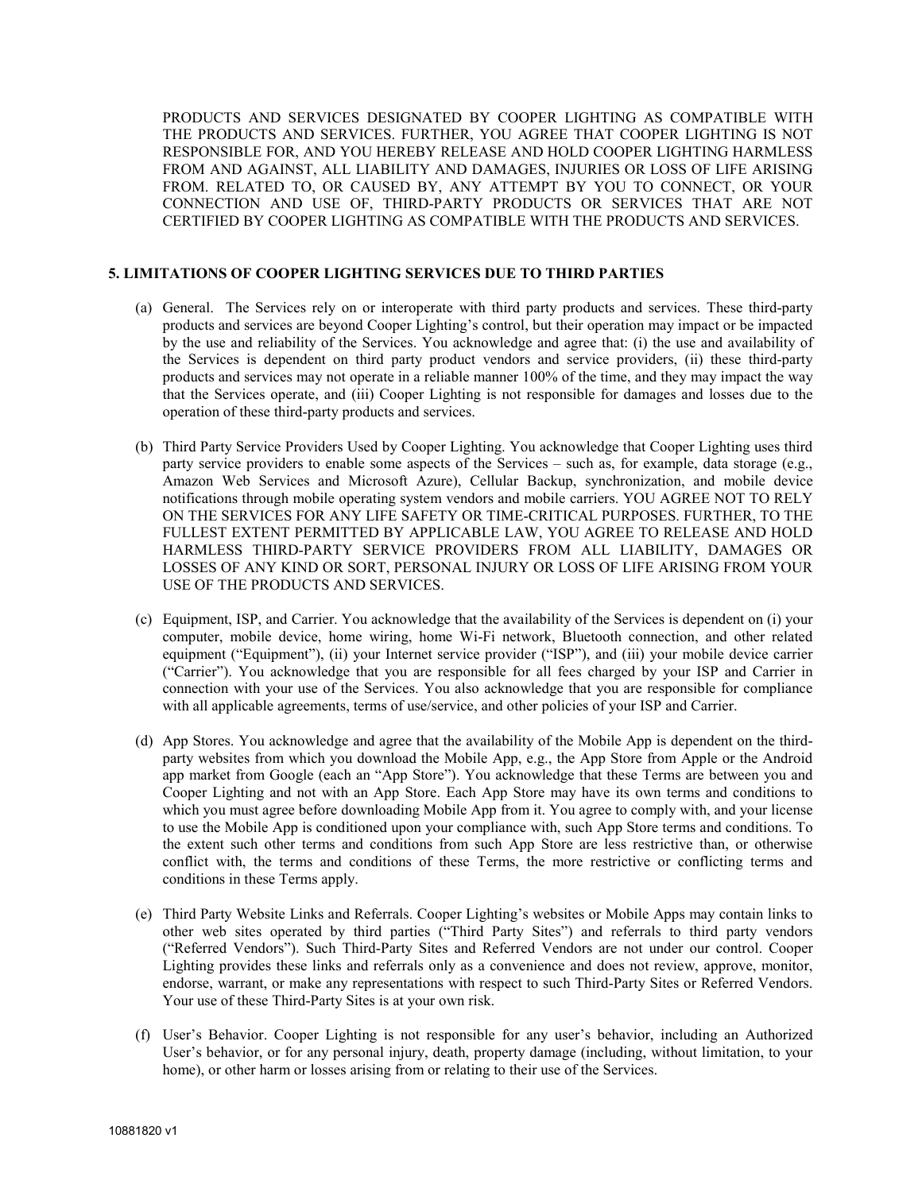PRODUCTS AND SERVICES DESIGNATED BY COOPER LIGHTING AS COMPATIBLE WITH THE PRODUCTS AND SERVICES. FURTHER, YOU AGREE THAT COOPER LIGHTING IS NOT RESPONSIBLE FOR, AND YOU HEREBY RELEASE AND HOLD COOPER LIGHTING HARMLESS FROM AND AGAINST, ALL LIABILITY AND DAMAGES, INJURIES OR LOSS OF LIFE ARISING FROM. RELATED TO, OR CAUSED BY, ANY ATTEMPT BY YOU TO CONNECT, OR YOUR CONNECTION AND USE OF, THIRD-PARTY PRODUCTS OR SERVICES THAT ARE NOT CERTIFIED BY COOPER LIGHTING AS COMPATIBLE WITH THE PRODUCTS AND SERVICES.

**5. LIMITATIONS OF COOPER LIGHTING SERVICES DUE TO THIRD PARTIES**

(a) General. The Services rely on or interoperate with third party products and services. These third-party products and services are beyond Cooper Lighting's control, but their operation may impact or be impacted by the use and reliability of the Services. You acknowledge and agree that: (i) the use and availability of the Services is dependent on third party product vendors and service providers, (ii) these third-party products and services may not operate in a reliable manner 100% of the time, and they may impact the way that the Services operate, and (iii) Cooper Lighting is not responsible for damages and losses due to the operation of these third-party products and services.

(b) Third Party Service Providers Used by Cooper Lighting. You acknowledge that Cooper Lighting uses third party service providers to enable some aspects of the Services – such as, for example, data storage (e.g., Amazon Web Services and Microsoft Azure), Cellular Backup, synchronization, and mobile device notifications through mobile operating system vendors and mobile carriers. YOU AGREE NOT TO RELY ON THE SERVICES FOR ANY LIFE SAFETY OR TIME-CRITICAL PURPOSES. FURTHER, TO THE FULLEST EXTENT PERMITTED BY APPLICABLE LAW, YOU AGREE TO RELEASE AND HOLD HARMLESS THIRD-PARTY SERVICE PROVIDERS FROM ALL LIABILITY, DAMAGES OR LOSSES OF ANY KIND OR SORT, PERSONAL INJURY OR LOSS OF LIFE ARISING FROM YOUR USE OF THE PRODUCTS AND SERVICES.

(c) Equipment, ISP, and Carrier. You acknowledge that the availability of the Services is dependent on (i) your computer, mobile device, home wiring, home Wi-Fi network, Bluetooth connection, and other related equipment ("Equipment"), (ii) your Internet service provider ("ISP"), and (iii) your mobile device carrier ("Carrier"). You acknowledge that you are responsible for all fees charged by your ISP and Carrier in connection with your use of the Services. You also acknowledge that you are responsible for compliance with all applicable agreements, terms of use/service, and other policies of your ISP and Carrier.

(d) App Stores. You acknowledge and agree that the availability of the Mobile App is dependent on the third-party websites from which you download the Mobile App, e.g., the App Store from Apple or the Android app market from Google (each an "App Store"). You acknowledge that these Terms are between you and Cooper Lighting and not with an App Store. Each App Store may have its own terms and conditions to which you must agree before downloading Mobile App from it. You agree to comply with, and your license to use the Mobile App is conditioned upon your compliance with, such App Store terms and conditions. To the extent such other terms and conditions from such App Store are less restrictive than, or otherwise conflict with, the terms and conditions of these Terms, the more restrictive or conflicting terms and conditions in these Terms apply.

(e) Third Party Website Links and Referrals. Cooper Lighting's websites or Mobile Apps may contain links to other web sites operated by third parties ("Third Party Sites") and referrals to third party vendors ("Referred Vendors"). Such Third-Party Sites and Referred Vendors are not under our control. Cooper Lighting provides these links and referrals only as a convenience and does not review, approve, monitor, endorse, warrant, or make any representations with respect to such Third-Party Sites or Referred Vendors. Your use of these Third-Party Sites is at your own risk.

(f) User's Behavior. Cooper Lighting is not responsible for any user's behavior, including an Authorized User's behavior, or for any personal injury, death, property damage (including, without limitation, to your home), or other harm or losses arising from or relating to their use of the Services.

10881820 v1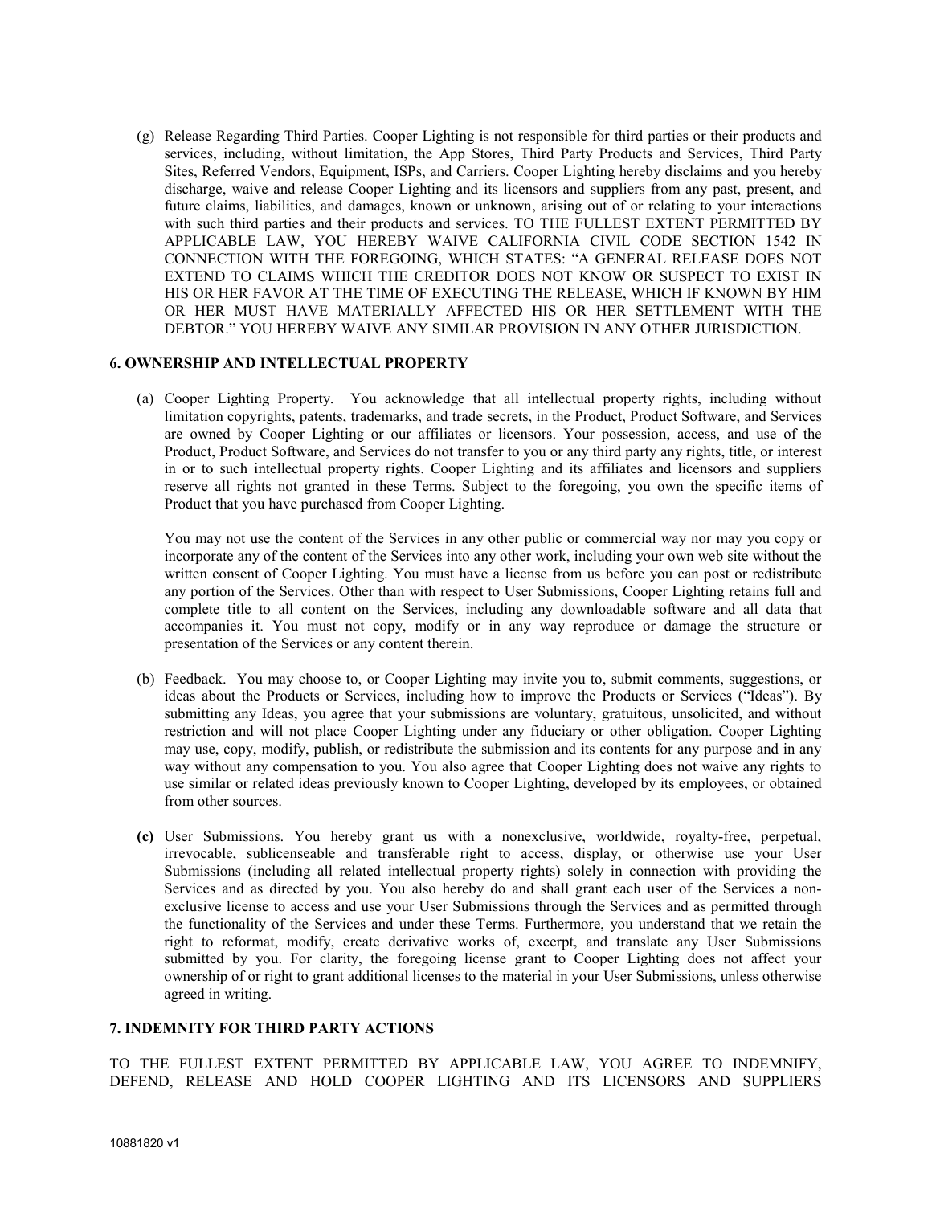(g) Release Regarding Third Parties. Cooper Lighting is not responsible for third parties or their products and services, including, without limitation, the App Stores, Third Party Products and Services, Third Party Sites, Referred Vendors, Equipment, ISPs, and Carriers. Cooper Lighting hereby disclaims and you hereby discharge, waive and release Cooper Lighting and its licensors and suppliers from any past, present, and future claims, liabilities, and damages, known or unknown, arising out of or relating to your interactions with such third parties and their products and services. TO THE FULLEST EXTENT PERMITTED BY APPLICABLE LAW, YOU HEREBY WAIVE CALIFORNIA CIVIL CODE SECTION 1542 IN CONNECTION WITH THE FOREGOING, WHICH STATES: "A GENERAL RELEASE DOES NOT EXTEND TO CLAIMS WHICH THE CREDITOR DOES NOT KNOW OR SUSPECT TO EXIST IN HIS OR HER FAVOR AT THE TIME OF EXECUTING THE RELEASE, WHICH IF KNOWN BY HIM OR HER MUST HAVE MATERIALLY AFFECTED HIS OR HER SETTLEMENT WITH THE DEBTOR." YOU HEREBY WAIVE ANY SIMILAR PROVISION IN ANY OTHER JURISDICTION.

**6. OWNERSHIP AND INTELLECTUAL PROPERTY**

(a) Cooper Lighting Property. You acknowledge that all intellectual property rights, including without limitation copyrights, patents, trademarks, and trade secrets, in the Product, Product Software, and Services are owned by Cooper Lighting or our affiliates or licensors. Your possession, access, and use of the Product, Product Software, and Services do not transfer to you or any third party any rights, title, or interest in or to such intellectual property rights. Cooper Lighting and its affiliates and licensors and suppliers reserve all rights not granted in these Terms. Subject to the foregoing, you own the specific items of Product that you have purchased from Cooper Lighting.

You may not use the content of the Services in any other public or commercial way nor may you copy or incorporate any of the content of the Services into any other work, including your own web site without the written consent of Cooper Lighting. You must have a license from us before you can post or redistribute any portion of the Services. Other than with respect to User Submissions, Cooper Lighting retains full and complete title to all content on the Services, including any downloadable software and all data that accompanies it. You must not copy, modify or in any way reproduce or damage the structure or presentation of the Services or any content therein.

(b) Feedback. You may choose to, or Cooper Lighting may invite you to, submit comments, suggestions, or ideas about the Products or Services, including how to improve the Products or Services ("Ideas"). By submitting any Ideas, you agree that your submissions are voluntary, gratuitous, unsolicited, and without restriction and will not place Cooper Lighting under any fiduciary or other obligation. Cooper Lighting may use, copy, modify, publish, or redistribute the submission and its contents for any purpose and in any way without any compensation to you. You also agree that Cooper Lighting does not waive any rights to use similar or related ideas previously known to Cooper Lighting, developed by its employees, or obtained from other sources.

**(c)** User Submissions. You hereby grant us with a nonexclusive, worldwide, royalty-free, perpetual, irrevocable, sublicenseable and transferable right to access, display, or otherwise use your User Submissions (including all related intellectual property rights) solely in connection with providing the Services and as directed by you. You also hereby do and shall grant each user of the Services a non-exclusive license to access and use your User Submissions through the Services and as permitted through the functionality of the Services and under these Terms. Furthermore, you understand that we retain the right to reformat, modify, create derivative works of, excerpt, and translate any User Submissions submitted by you. For clarity, the foregoing license grant to Cooper Lighting does not affect your ownership of or right to grant additional licenses to the material in your User Submissions, unless otherwise agreed in writing.

**7. INDEMNITY FOR THIRD PARTY ACTIONS**

TO THE FULLEST EXTENT PERMITTED BY APPLICABLE LAW, YOU AGREE TO INDEMNIFY, DEFEND, RELEASE AND HOLD COOPER LIGHTING AND ITS LICENSORS AND SUPPLIERS

10881820 v1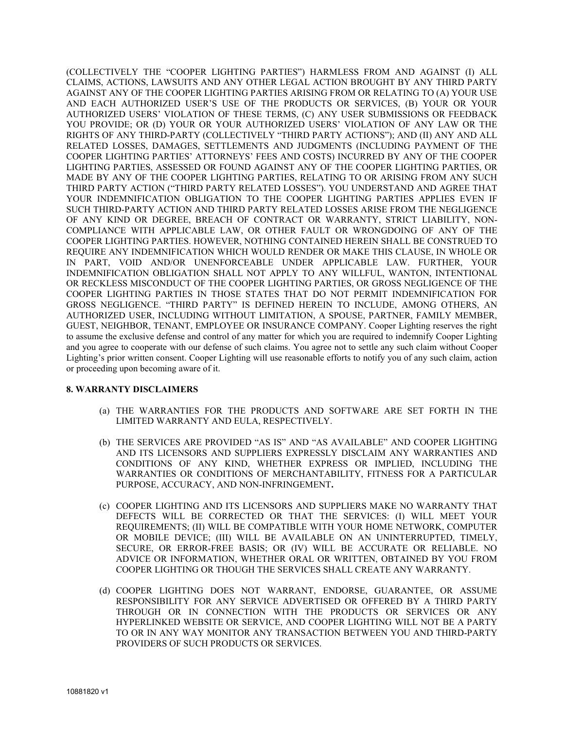(COLLECTIVELY THE "COOPER LIGHTING PARTIES") HARMLESS FROM AND AGAINST (I) ALL CLAIMS, ACTIONS, LAWSUITS AND ANY OTHER LEGAL ACTION BROUGHT BY ANY THIRD PARTY AGAINST ANY OF THE COOPER LIGHTING PARTIES ARISING FROM OR RELATING TO (A) YOUR USE AND EACH AUTHORIZED USER'S USE OF THE PRODUCTS OR SERVICES, (B) YOUR OR YOUR AUTHORIZED USERS' VIOLATION OF THESE TERMS, (C) ANY USER SUBMISSIONS OR FEEDBACK YOU PROVIDE; OR (D) YOUR OR YOUR AUTHORIZED USERS' VIOLATION OF ANY LAW OR THE RIGHTS OF ANY THIRD-PARTY (COLLECTIVELY "THIRD PARTY ACTIONS"); AND (II) ANY AND ALL RELATED LOSSES, DAMAGES, SETTLEMENTS AND JUDGMENTS (INCLUDING PAYMENT OF THE COOPER LIGHTING PARTIES' ATTORNEYS' FEES AND COSTS) INCURRED BY ANY OF THE COOPER LIGHTING PARTIES, ASSESSED OR FOUND AGAINST ANY OF THE COOPER LIGHTING PARTIES, OR MADE BY ANY OF THE COOPER LIGHTING PARTIES, RELATING TO OR ARISING FROM ANY SUCH THIRD PARTY ACTION ("THIRD PARTY RELATED LOSSES"). YOU UNDERSTAND AND AGREE THAT YOUR INDEMNIFICATION OBLIGATION TO THE COOPER LIGHTING PARTIES APPLIES EVEN IF SUCH THIRD-PARTY ACTION AND THIRD PARTY RELATED LOSSES ARISE FROM THE NEGLIGENCE OF ANY KIND OR DEGREE, BREACH OF CONTRACT OR WARRANTY, STRICT LIABILITY, NON-COMPLIANCE WITH APPLICABLE LAW, OR OTHER FAULT OR WRONGDOING OF ANY OF THE COOPER LIGHTING PARTIES. HOWEVER, NOTHING CONTAINED HEREIN SHALL BE CONSTRUED TO REQUIRE ANY INDEMNIFICATION WHICH WOULD RENDER OR MAKE THIS CLAUSE, IN WHOLE OR IN PART, VOID AND/OR UNENFORCEABLE UNDER APPLICABLE LAW. FURTHER, YOUR INDEMNIFICATION OBLIGATION SHALL NOT APPLY TO ANY WILLFUL, WANTON, INTENTIONAL OR RECKLESS MISCONDUCT OF THE COOPER LIGHTING PARTIES, OR GROSS NEGLIGENCE OF THE COOPER LIGHTING PARTIES IN THOSE STATES THAT DO NOT PERMIT INDEMNIFICATION FOR GROSS NEGLIGENCE. "THIRD PARTY" IS DEFINED HEREIN TO INCLUDE, AMONG OTHERS, AN AUTHORIZED USER, INCLUDING WITHOUT LIMITATION, A SPOUSE, PARTNER, FAMILY MEMBER, GUEST, NEIGHBOR, TENANT, EMPLOYEE OR INSURANCE COMPANY. Cooper Lighting reserves the right to assume the exclusive defense and control of any matter for which you are required to indemnify Cooper Lighting and you agree to cooperate with our defense of such claims. You agree not to settle any such claim without Cooper Lighting's prior written consent. Cooper Lighting will use reasonable efforts to notify you of any such claim, action or proceeding upon becoming aware of it.

**8. WARRANTY DISCLAIMERS**

(a) THE WARRANTIES FOR THE PRODUCTS AND SOFTWARE ARE SET FORTH IN THE LIMITED WARRANTY AND EULA, RESPECTIVELY.

(b) THE SERVICES ARE PROVIDED "AS IS" AND "AS AVAILABLE" AND COOPER LIGHTING AND ITS LICENSORS AND SUPPLIERS EXPRESSLY DISCLAIM ANY WARRANTIES AND CONDITIONS OF ANY KIND, WHETHER EXPRESS OR IMPLIED, INCLUDING THE WARRANTIES OR CONDITIONS OF MERCHANTABILITY, FITNESS FOR A PARTICULAR PURPOSE, ACCURACY, AND NON-INFRINGEMENT.

(c) COOPER LIGHTING AND ITS LICENSORS AND SUPPLIERS MAKE NO WARRANTY THAT DEFECTS WILL BE CORRECTED OR THAT THE SERVICES: (I) WILL MEET YOUR REQUIREMENTS; (II) WILL BE COMPATIBLE WITH YOUR HOME NETWORK, COMPUTER OR MOBILE DEVICE; (III) WILL BE AVAILABLE ON AN UNINTERRUPTED, TIMELY, SECURE, OR ERROR-FREE BASIS; OR (IV) WILL BE ACCURATE OR RELIABLE. NO ADVICE OR INFORMATION, WHETHER ORAL OR WRITTEN, OBTAINED BY YOU FROM COOPER LIGHTING OR THOUGH THE SERVICES SHALL CREATE ANY WARRANTY.

(d) COOPER LIGHTING DOES NOT WARRANT, ENDORSE, GUARANTEE, OR ASSUME RESPONSIBILITY FOR ANY SERVICE ADVERTISED OR OFFERED BY A THIRD PARTY THROUGH OR IN CONNECTION WITH THE PRODUCTS OR SERVICES OR ANY HYPERLINKED WEBSITE OR SERVICE, AND COOPER LIGHTING WILL NOT BE A PARTY TO OR IN ANY WAY MONITOR ANY TRANSACTION BETWEEN YOU AND THIRD-PARTY PROVIDERS OF SUCH PRODUCTS OR SERVICES.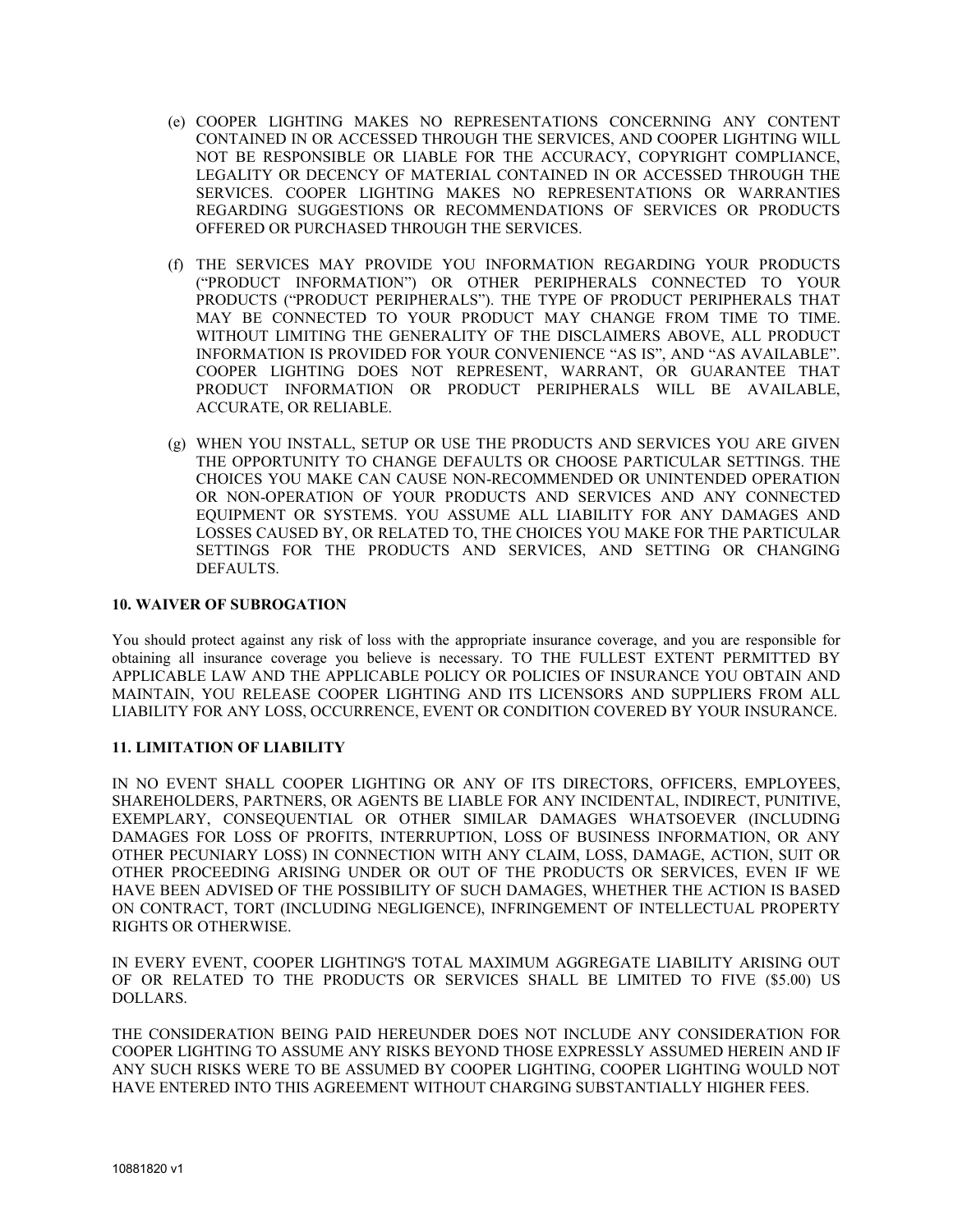(e) COOPER LIGHTING MAKES NO REPRESENTATIONS CONCERNING ANY CONTENT CONTAINED IN OR ACCESSED THROUGH THE SERVICES, AND COOPER LIGHTING WILL NOT BE RESPONSIBLE OR LIABLE FOR THE ACCURACY, COPYRIGHT COMPLIANCE, LEGALITY OR DECENCY OF MATERIAL CONTAINED IN OR ACCESSED THROUGH THE SERVICES. COOPER LIGHTING MAKES NO REPRESENTATIONS OR WARRANTIES REGARDING SUGGESTIONS OR RECOMMENDATIONS OF SERVICES OR PRODUCTS OFFERED OR PURCHASED THROUGH THE SERVICES.

(f) THE SERVICES MAY PROVIDE YOU INFORMATION REGARDING YOUR PRODUCTS ("PRODUCT INFORMATION") OR OTHER PERIPHERALS CONNECTED TO YOUR PRODUCTS ("PRODUCT PERIPHERALS"). THE TYPE OF PRODUCT PERIPHERALS THAT MAY BE CONNECTED TO YOUR PRODUCT MAY CHANGE FROM TIME TO TIME. WITHOUT LIMITING THE GENERALITY OF THE DISCLAIMERS ABOVE, ALL PRODUCT INFORMATION IS PROVIDED FOR YOUR CONVENIENCE "AS IS", AND "AS AVAILABLE". COOPER LIGHTING DOES NOT REPRESENT, WARRANT, OR GUARANTEE THAT PRODUCT INFORMATION OR PRODUCT PERIPHERALS WILL BE AVAILABLE, ACCURATE, OR RELIABLE.

(g) WHEN YOU INSTALL, SETUP OR USE THE PRODUCTS AND SERVICES YOU ARE GIVEN THE OPPORTUNITY TO CHANGE DEFAULTS OR CHOOSE PARTICULAR SETTINGS. THE CHOICES YOU MAKE CAN CAUSE NON-RECOMMENDED OR UNINTENDED OPERATION OR NON-OPERATION OF YOUR PRODUCTS AND SERVICES AND ANY CONNECTED EQUIPMENT OR SYSTEMS. YOU ASSUME ALL LIABILITY FOR ANY DAMAGES AND LOSSES CAUSED BY, OR RELATED TO, THE CHOICES YOU MAKE FOR THE PARTICULAR SETTINGS FOR THE PRODUCTS AND SERVICES, AND SETTING OR CHANGING DEFAULTS.

**10. WAIVER OF SUBROGATION**

You should protect against any risk of loss with the appropriate insurance coverage, and you are responsible for obtaining all insurance coverage you believe is necessary. TO THE FULLEST EXTENT PERMITTED BY APPLICABLE LAW AND THE APPLICABLE POLICY OR POLICIES OF INSURANCE YOU OBTAIN AND MAINTAIN, YOU RELEASE COOPER LIGHTING AND ITS LICENSORS AND SUPPLIERS FROM ALL LIABILITY FOR ANY LOSS, OCCURRENCE, EVENT OR CONDITION COVERED BY YOUR INSURANCE.

**11. LIMITATION OF LIABILITY**

IN NO EVENT SHALL COOPER LIGHTING OR ANY OF ITS DIRECTORS, OFFICERS, EMPLOYEES, SHAREHOLDERS, PARTNERS, OR AGENTS BE LIABLE FOR ANY INCIDENTAL, INDIRECT, PUNITIVE, EXEMPLARY, CONSEQUENTIAL OR OTHER SIMILAR DAMAGES WHATSOEVER (INCLUDING DAMAGES FOR LOSS OF PROFITS, INTERRUPTION, LOSS OF BUSINESS INFORMATION, OR ANY OTHER PECUNIARY LOSS) IN CONNECTION WITH ANY CLAIM, LOSS, DAMAGE, ACTION, SUIT OR OTHER PROCEEDING ARISING UNDER OR OUT OF THE PRODUCTS OR SERVICES, EVEN IF WE HAVE BEEN ADVISED OF THE POSSIBILITY OF SUCH DAMAGES, WHETHER THE ACTION IS BASED ON CONTRACT, TORT (INCLUDING NEGLIGENCE), INFRINGEMENT OF INTELLECTUAL PROPERTY RIGHTS OR OTHERWISE.

IN EVERY EVENT, COOPER LIGHTING'S TOTAL MAXIMUM AGGREGATE LIABILITY ARISING OUT OF OR RELATED TO THE PRODUCTS OR SERVICES SHALL BE LIMITED TO FIVE ($5.00) US DOLLARS.

THE CONSIDERATION BEING PAID HEREUNDER DOES NOT INCLUDE ANY CONSIDERATION FOR COOPER LIGHTING TO ASSUME ANY RISKS BEYOND THOSE EXPRESSLY ASSUMED HEREIN AND IF ANY SUCH RISKS WERE TO BE ASSUMED BY COOPER LIGHTING, COOPER LIGHTING WOULD NOT HAVE ENTERED INTO THIS AGREEMENT WITHOUT CHARGING SUBSTANTIALLY HIGHER FEES.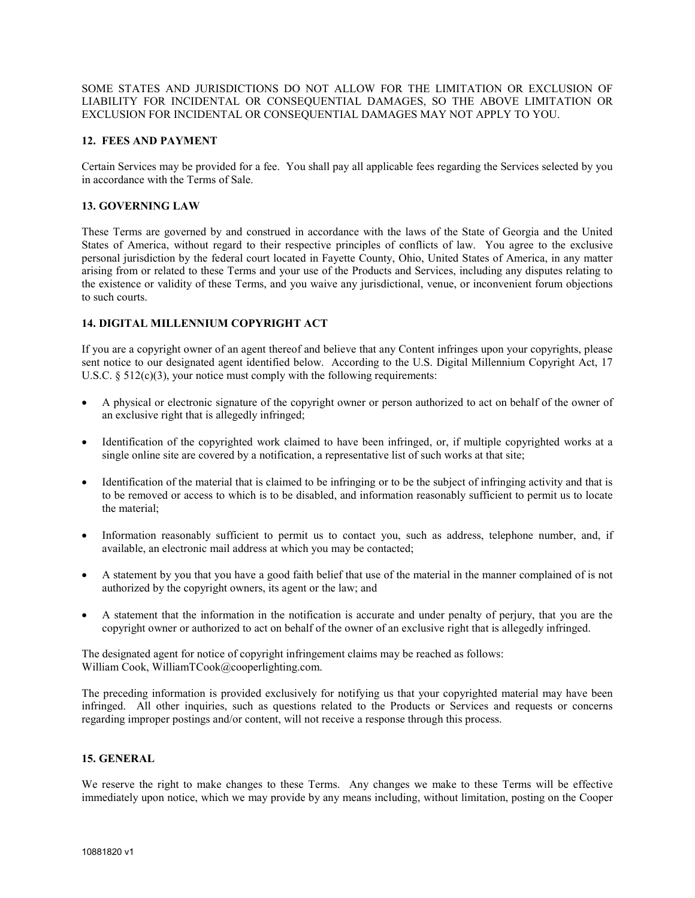SOME STATES AND JURISDICTIONS DO NOT ALLOW FOR THE LIMITATION OR EXCLUSION OF LIABILITY FOR INCIDENTAL OR CONSEQUENTIAL DAMAGES, SO THE ABOVE LIMITATION OR EXCLUSION FOR INCIDENTAL OR CONSEQUENTIAL DAMAGES MAY NOT APPLY TO YOU.

**12. FEES AND PAYMENT**

Certain Services may be provided for a fee. You shall pay all applicable fees regarding the Services selected by you in accordance with the Terms of Sale.

**13. GOVERNING LAW**

These Terms are governed by and construed in accordance with the laws of the State of Georgia and the United States of America, without regard to their respective principles of conflicts of law. You agree to the exclusive personal jurisdiction by the federal court located in Fayette County, Ohio, United States of America, in any matter arising from or related to these Terms and your use of the Products and Services, including any disputes relating to the existence or validity of these Terms, and you waive any jurisdictional, venue, or inconvenient forum objections to such courts.

**14. DIGITAL MILLENNIUM COPYRIGHT ACT**

If you are a copyright owner of an agent thereof and believe that any Content infringes upon your copyrights, please sent notice to our designated agent identified below. According to the U.S. Digital Millennium Copyright Act, 17 U.S.C. § 512(c)(3), your notice must comply with the following requirements:

- A physical or electronic signature of the copyright owner or person authorized to act on behalf of the owner of an exclusive right that is allegedly infringed;
- Identification of the copyrighted work claimed to have been infringed, or, if multiple copyrighted works at a single online site are covered by a notification, a representative list of such works at that site;
- Identification of the material that is claimed to be infringing or to be the subject of infringing activity and that is to be removed or access to which is to be disabled, and information reasonably sufficient to permit us to locate the material;
- Information reasonably sufficient to permit us to contact you, such as address, telephone number, and, if available, an electronic mail address at which you may be contacted;
- A statement by you that you have a good faith belief that use of the material in the manner complained of is not authorized by the copyright owners, its agent or the law; and
- A statement that the information in the notification is accurate and under penalty of perjury, that you are the copyright owner or authorized to act on behalf of the owner of an exclusive right that is allegedly infringed.

The designated agent for notice of copyright infringement claims may be reached as follows:
William Cook, WilliamTCook@cooperlighting.com.

The preceding information is provided exclusively for notifying us that your copyrighted material may have been infringed. All other inquiries, such as questions related to the Products or Services and requests or concerns regarding improper postings and/or content, will not receive a response through this process.

**15. GENERAL**

We reserve the right to make changes to these Terms. Any changes we make to these Terms will be effective immediately upon notice, which we may provide by any means including, without limitation, posting on the Cooper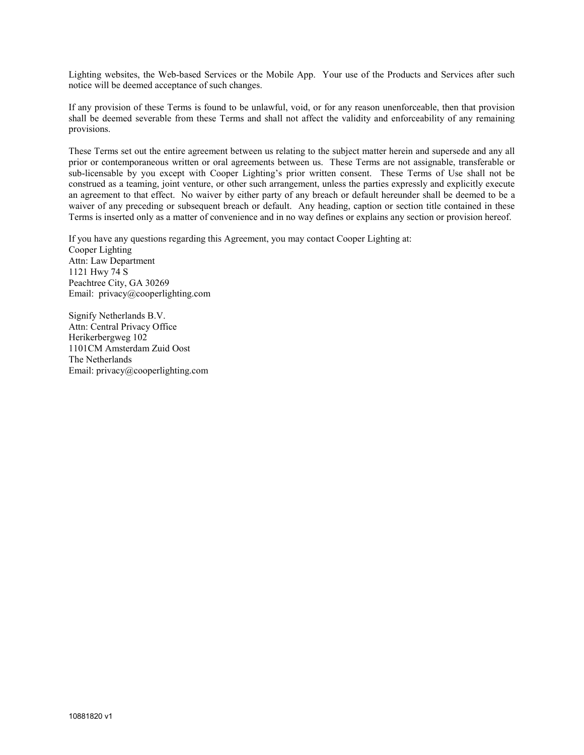Lighting websites, the Web-based Services or the Mobile App. Your use of the Products and Services after such notice will be deemed acceptance of such changes.

If any provision of these Terms is found to be unlawful, void, or for any reason unenforceable, then that provision shall be deemed severable from these Terms and shall not affect the validity and enforceability of any remaining provisions.

These Terms set out the entire agreement between us relating to the subject matter herein and supersede and any all prior or contemporaneous written or oral agreements between us. These Terms are not assignable, transferable or sub-licensable by you except with Cooper Lighting's prior written consent. These Terms of Use shall not be construed as a teaming, joint venture, or other such arrangement, unless the parties expressly and explicitly execute an agreement to that effect. No waiver by either party of any breach or default hereunder shall be deemed to be a waiver of any preceding or subsequent breach or default. Any heading, caption or section title contained in these Terms is inserted only as a matter of convenience and in no way defines or explains any section or provision hereof.

If you have any questions regarding this Agreement, you may contact Cooper Lighting at:
Cooper Lighting
Attn: Law Department
1121 Hwy 74 S
Peachtree City, GA 30269
Email: privacy@cooperlighting.com

Signify Netherlands B.V.
Attn: Central Privacy Office
Herikerbergweg 102
1101CM Amsterdam Zuid Oost
The Netherlands
Email: privacy@cooperlighting.com

10881820 v1